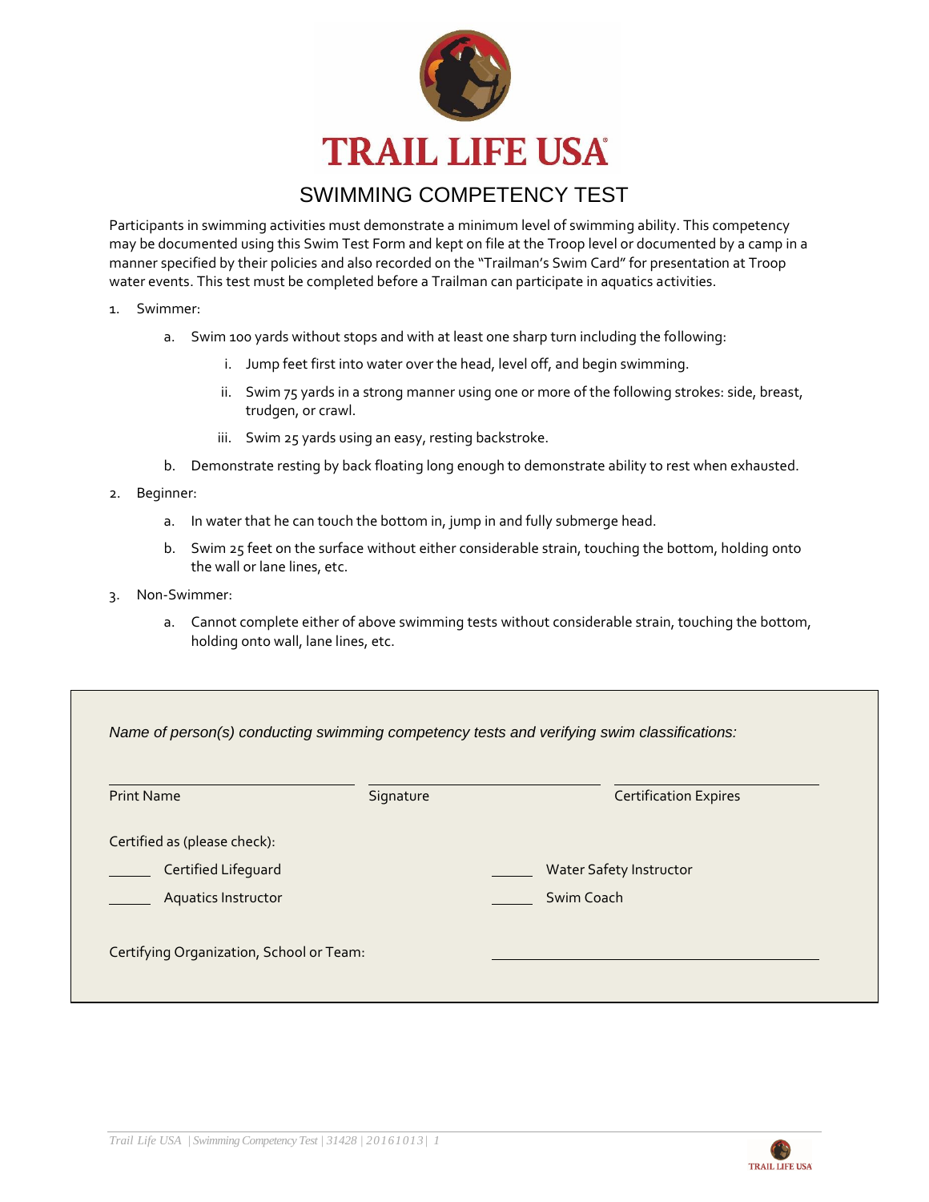# TRAIL LIFE USA

## SWIMMING COMPETENCY TEST

Participants in swimming activities must demonstrate a minimum level of swimming ability. This competency may be documented using this Swim Test Form and kept on file at the Troop level or documented by a camp in a manner specified by their policies and also recorded on the "Trailman's Swim Card" for presentation at Troop water events. This test must be completed before a Trailman can participate in aquatics activities.

1. Swimmer:
   a. Swim 100 yards without stops and with at least one sharp turn including the following:
      i. Jump feet first into water over the head, level off, and begin swimming.
      ii. Swim 75 yards in a strong manner using one or more of the following strokes: side, breast, trudgen, or crawl.
      iii. Swim 25 yards using an easy, resting backstroke.
   b. Demonstrate resting by back floating long enough to demonstrate ability to rest when exhausted.
2. Beginner:
   a. In water that he can touch the bottom in, jump in and fully submerge head.
   b. Swim 25 feet on the surface without either considerable strain, touching the bottom, holding onto the wall or lane lines, etc.
3. Non-Swimmer:
   a. Cannot complete either of above swimming tests without considerable strain, touching the bottom, holding onto wall, lane lines, etc.

*Name of person(s) conducting swimming competency tests and verifying swim classifications:*

| Print Name | Signature | Certification Expires |
|---|---|---|
| ______________ | ______________ | ______________ |

Certified as (please check):

_____ Certified Lifeguard &nbsp;&nbsp;&nbsp;&nbsp; _____ Water Safety Instructor

_____ Aquatics Instructor &nbsp;&nbsp;&nbsp;&nbsp; _____ Swim Coach

Certifying Organization, School or Team: ______________________________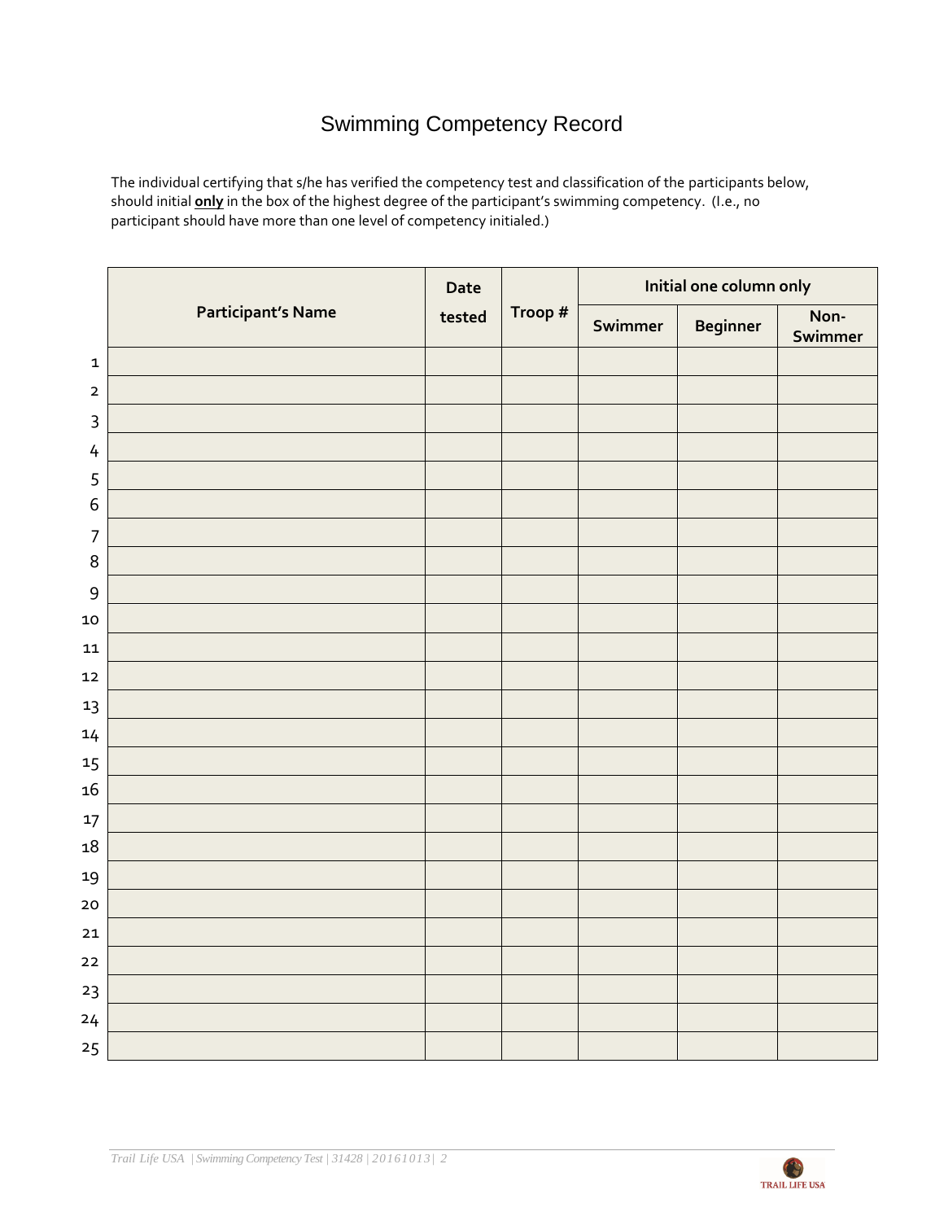# Swimming Competency Record

The individual certifying that s/he has verified the competency test and classification of the participants below, should initial **only** in the box of the highest degree of the participant's swimming competency. (I.e., no participant should have more than one level of competency initialed.)

| | Participant's Name | Date tested | Troop # | Initial one column only | | |
|---|---|---|---|---|---|---|
| | | | | Swimmer | Beginner | Non-Swimmer |
| 1 | | | | | | |
| 2 | | | | | | |
| 3 | | | | | | |
| 4 | | | | | | |
| 5 | | | | | | |
| 6 | | | | | | |
| 7 | | | | | | |
| 8 | | | | | | |
| 9 | | | | | | |
| 10 | | | | | | |
| 11 | | | | | | |
| 12 | | | | | | |
| 13 | | | | | | |
| 14 | | | | | | |
| 15 | | | | | | |
| 16 | | | | | | |
| 17 | | | | | | |
| 18 | | | | | | |
| 19 | | | | | | |
| 20 | | | | | | |
| 21 | | | | | | |
| 22 | | | | | | |
| 23 | | | | | | |
| 24 | | | | | | |
| 25 | | | | | | |